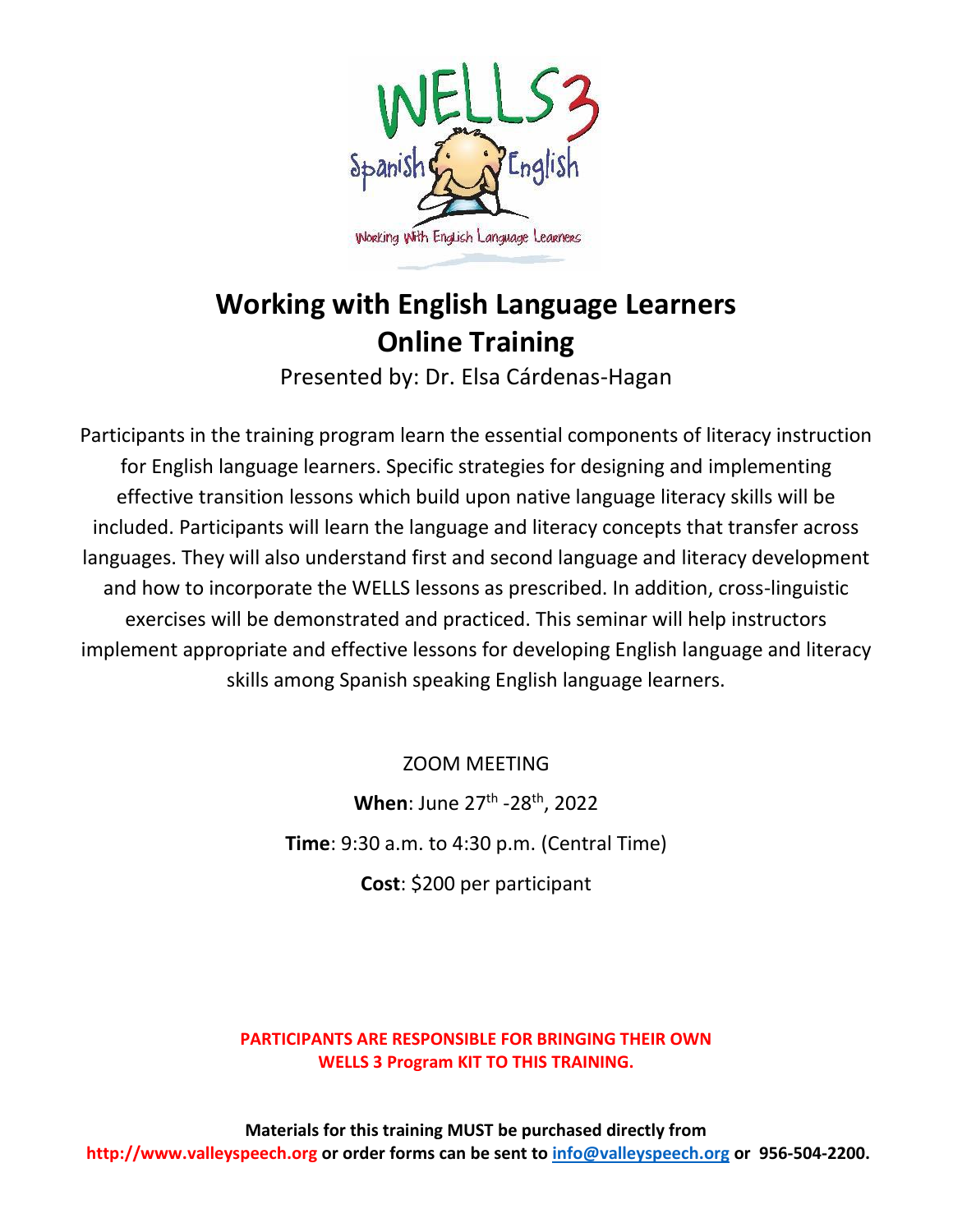# Working with English Language Learners Online Training

Presented by: Dr. Elsa Cárdenas-Hagan

Participants in the training program learn the essential components of literacy instruction for English language learners. Specific strategies for designing and implementing effective transition lessons which build upon native language literacy skills will be included. Participants will learn the language and literacy concepts that transfer across languages. They will also understand first and second language and literacy development and how to incorporate the WELLS lessons as prescribed. In addition, cross-linguistic exercises will be demonstrated and practiced. This seminar will help instructors implement appropriate and effective lessons for developing English language and literacy skills among Spanish speaking English language learners.

ZOOM MEETING

**When**: June 27th -28th, 2022

**Time**: 9:30 a.m. to 4:30 p.m. (Central Time)

**Cost**: $200 per participant

**PARTICIPANTS ARE RESPONSIBLE FOR BRINGING THEIR OWN WELLS 3 Program KIT TO THIS TRAINING.**

**Materials for this training MUST be purchased directly from http://www.valleyspeech.org or order forms can be sent to info@valleyspeech.org or 956-504-2200.**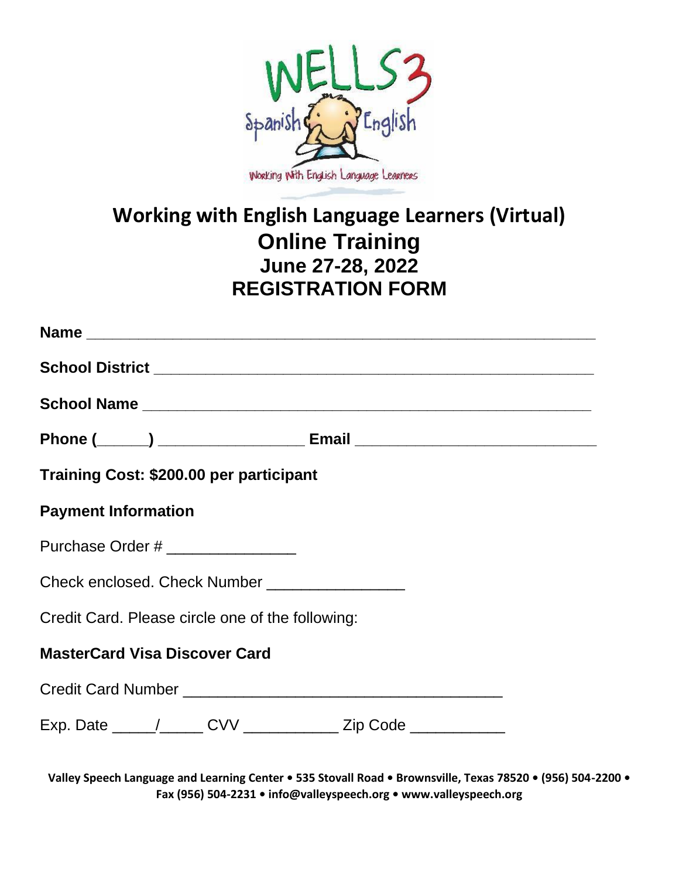WELLS3

Spanish English

Working With English Language Learners

# Working with English Language Learners (Virtual)

## Online Training

### June 27-28, 2022

## REGISTRATION FORM

**Name** ________________________________________________________

**School District** ___________________________________________________

**School Name** _____________________________________________________

**Phone (______)** _________________ **Email** ____________________________

**Training Cost: $200.00 per participant**

**Payment Information**

Purchase Order # _______________

Check enclosed. Check Number ________________

Credit Card. Please circle one of the following:

**MasterCard Visa Discover Card**

Credit Card Number ____________________________________

Exp. Date _____/_____ CVV ___________ Zip Code ___________

**Valley Speech Language and Learning Center • 535 Stovall Road • Brownsville, Texas 78520 • (956) 504-2200 • Fax (956) 504-2231 • info@valleyspeech.org • www.valleyspeech.org**